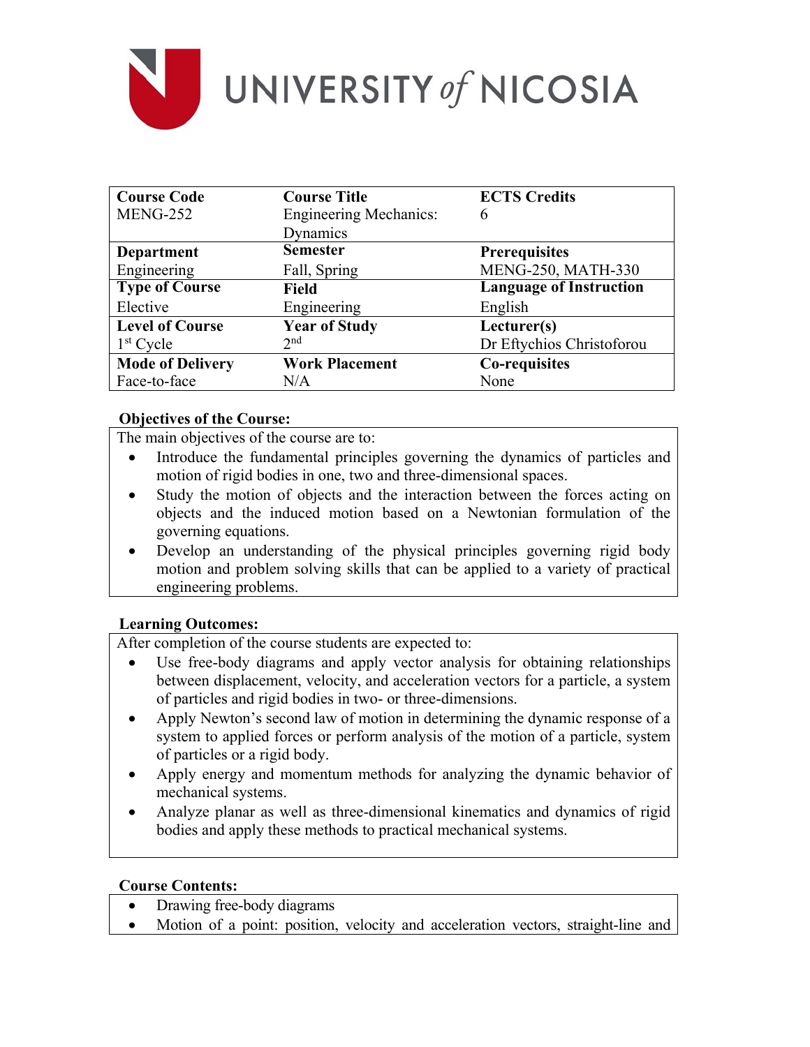# UNIVERSITY *of* NICOSIA

| Course Code | Course Title | ECTS Credits |
|---|---|---|
| MENG-252 | Engineering Mechanics: Dynamics | 6 |
| **Department** | **Semester** | **Prerequisites** |
| Engineering | Fall, Spring | MENG-250, MATH-330 |
| **Type of Course** | **Field** | **Language of Instruction** |
| Elective | Engineering | English |
| **Level of Course** | **Year of Study** | **Lecturer(s)** |
| 1st Cycle | 2nd | Dr Eftychios Christoforou |
| **Mode of Delivery** | **Work Placement** | **Co-requisites** |
| Face-to-face | N/A | None |

**Objectives of the Course:**

The main objectives of the course are to:

- Introduce the fundamental principles governing the dynamics of particles and motion of rigid bodies in one, two and three-dimensional spaces.
- Study the motion of objects and the interaction between the forces acting on objects and the induced motion based on a Newtonian formulation of the governing equations.
- Develop an understanding of the physical principles governing rigid body motion and problem solving skills that can be applied to a variety of practical engineering problems.

**Learning Outcomes:**

After completion of the course students are expected to:

- Use free-body diagrams and apply vector analysis for obtaining relationships between displacement, velocity, and acceleration vectors for a particle, a system of particles and rigid bodies in two- or three-dimensions.
- Apply Newton's second law of motion in determining the dynamic response of a system to applied forces or perform analysis of the motion of a particle, system of particles or a rigid body.
- Apply energy and momentum methods for analyzing the dynamic behavior of mechanical systems.
- Analyze planar as well as three-dimensional kinematics and dynamics of rigid bodies and apply these methods to practical mechanical systems.

**Course Contents:**

- Drawing free-body diagrams
- Motion of a point: position, velocity and acceleration vectors, straight-line and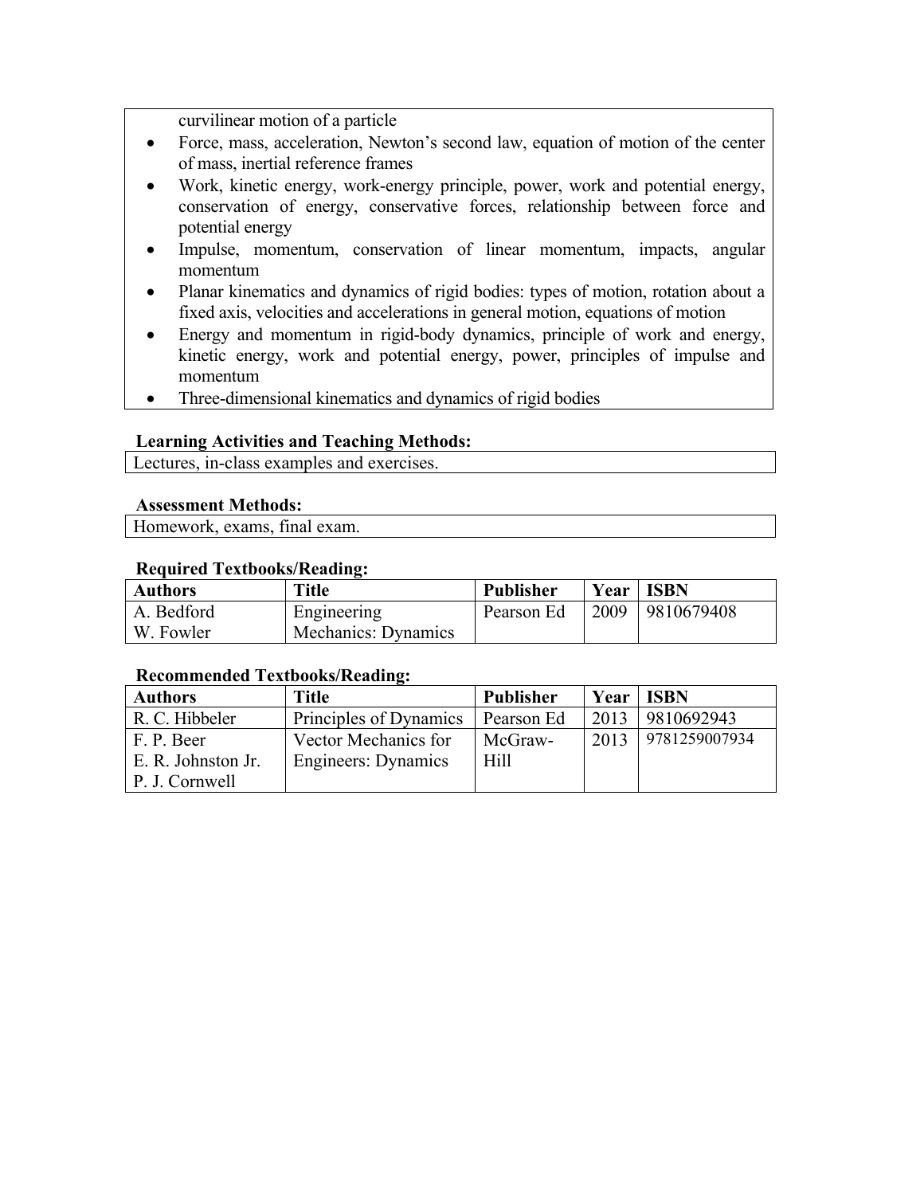curvilinear motion of a particle

- Force, mass, acceleration, Newton's second law, equation of motion of the center of mass, inertial reference frames
- Work, kinetic energy, work-energy principle, power, work and potential energy, conservation of energy, conservative forces, relationship between force and potential energy
- Impulse, momentum, conservation of linear momentum, impacts, angular momentum
- Planar kinematics and dynamics of rigid bodies: types of motion, rotation about a fixed axis, velocities and accelerations in general motion, equations of motion
- Energy and momentum in rigid-body dynamics, principle of work and energy, kinetic energy, work and potential energy, power, principles of impulse and momentum
- Three-dimensional kinematics and dynamics of rigid bodies

**Learning Activities and Teaching Methods:**

Lectures, in-class examples and exercises.

**Assessment Methods:**

Homework, exams, final exam.

**Required Textbooks/Reading:**

| Authors | Title | Publisher | Year | ISBN |
|---|---|---|---|---|
| A. Bedford<br>W. Fowler | Engineering Mechanics: Dynamics | Pearson Ed | 2009 | 9810679408 |

**Recommended Textbooks/Reading:**

| Authors | Title | Publisher | Year | ISBN |
|---|---|---|---|---|
| R. C. Hibbeler | Principles of Dynamics | Pearson Ed | 2013 | 9810692943 |
| F. P. Beer<br>E. R. Johnston Jr.<br>P. J. Cornwell | Vector Mechanics for Engineers: Dynamics | McGraw-Hill | 2013 | 9781259007934 |